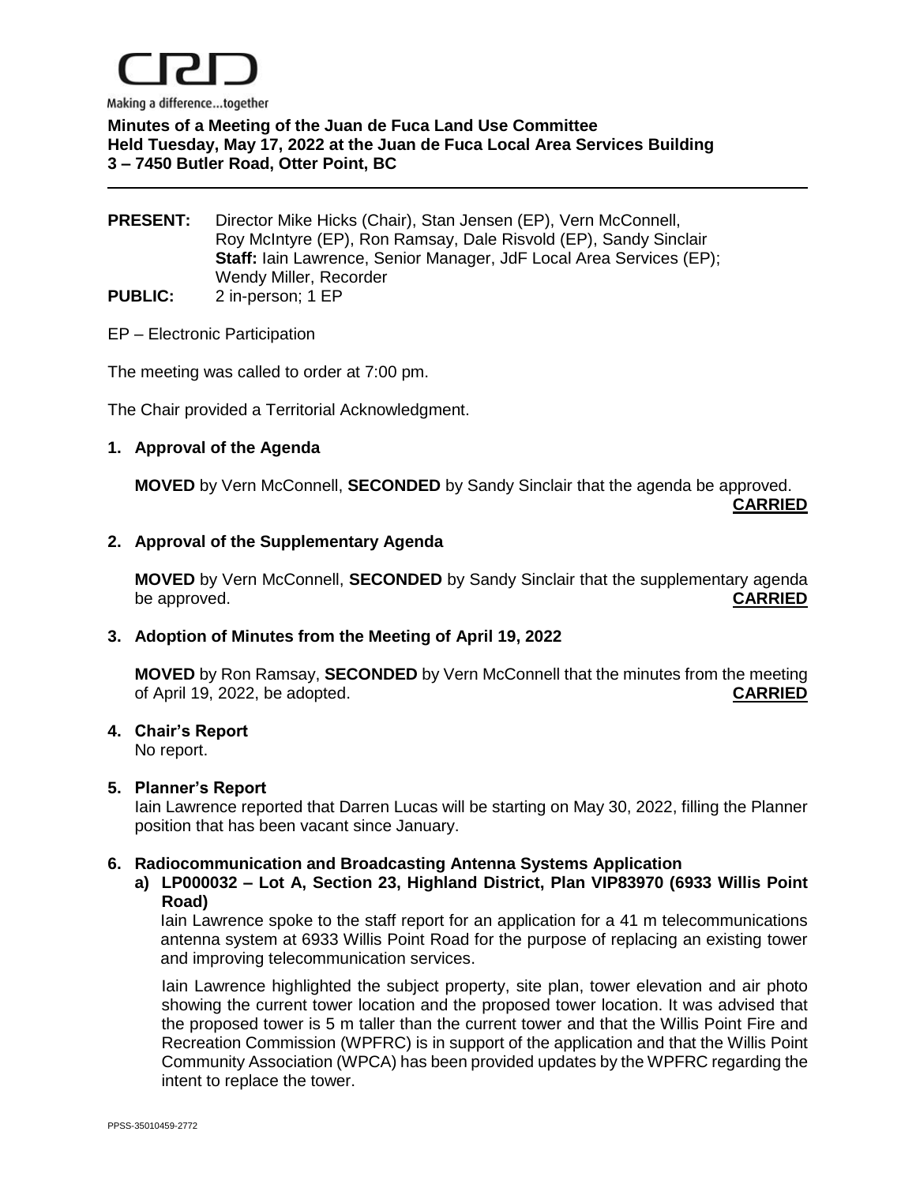CRD

Making a difference...together

**Minutes of a Meeting of the Juan de Fuca Land Use Committee**
**Held Tuesday, May 17, 2022 at the Juan de Fuca Local Area Services Building**
**3 – 7450 Butler Road, Otter Point, BC**

---

**PRESENT:** Director Mike Hicks (Chair), Stan Jensen (EP), Vern McConnell, Roy McIntyre (EP), Ron Ramsay, Dale Risvold (EP), Sandy Sinclair
**Staff:** Iain Lawrence, Senior Manager, JdF Local Area Services (EP); Wendy Miller, Recorder

**PUBLIC:** 2 in-person; 1 EP

EP – Electronic Participation

The meeting was called to order at 7:00 pm.

The Chair provided a Territorial Acknowledgment.

## 1. Approval of the Agenda

**MOVED** by Vern McConnell, **SECONDED** by Sandy Sinclair that the agenda be approved.
**CARRIED**

## 2. Approval of the Supplementary Agenda

**MOVED** by Vern McConnell, **SECONDED** by Sandy Sinclair that the supplementary agenda be approved. **CARRIED**

## 3. Adoption of Minutes from the Meeting of April 19, 2022

**MOVED** by Ron Ramsay, **SECONDED** by Vern McConnell that the minutes from the meeting of April 19, 2022, be adopted. **CARRIED**

## 4. Chair's Report

No report.

## 5. Planner's Report

Iain Lawrence reported that Darren Lucas will be starting on May 30, 2022, filling the Planner position that has been vacant since January.

## 6. Radiocommunication and Broadcasting Antenna Systems Application

### a) LP000032 – Lot A, Section 23, Highland District, Plan VIP83970 (6933 Willis Point Road)

Iain Lawrence spoke to the staff report for an application for a 41 m telecommunications antenna system at 6933 Willis Point Road for the purpose of replacing an existing tower and improving telecommunication services.

Iain Lawrence highlighted the subject property, site plan, tower elevation and air photo showing the current tower location and the proposed tower location. It was advised that the proposed tower is 5 m taller than the current tower and that the Willis Point Fire and Recreation Commission (WPFRC) is in support of the application and that the Willis Point Community Association (WPCA) has been provided updates by the WPFRC regarding the intent to replace the tower.

PPSS-35010459-2772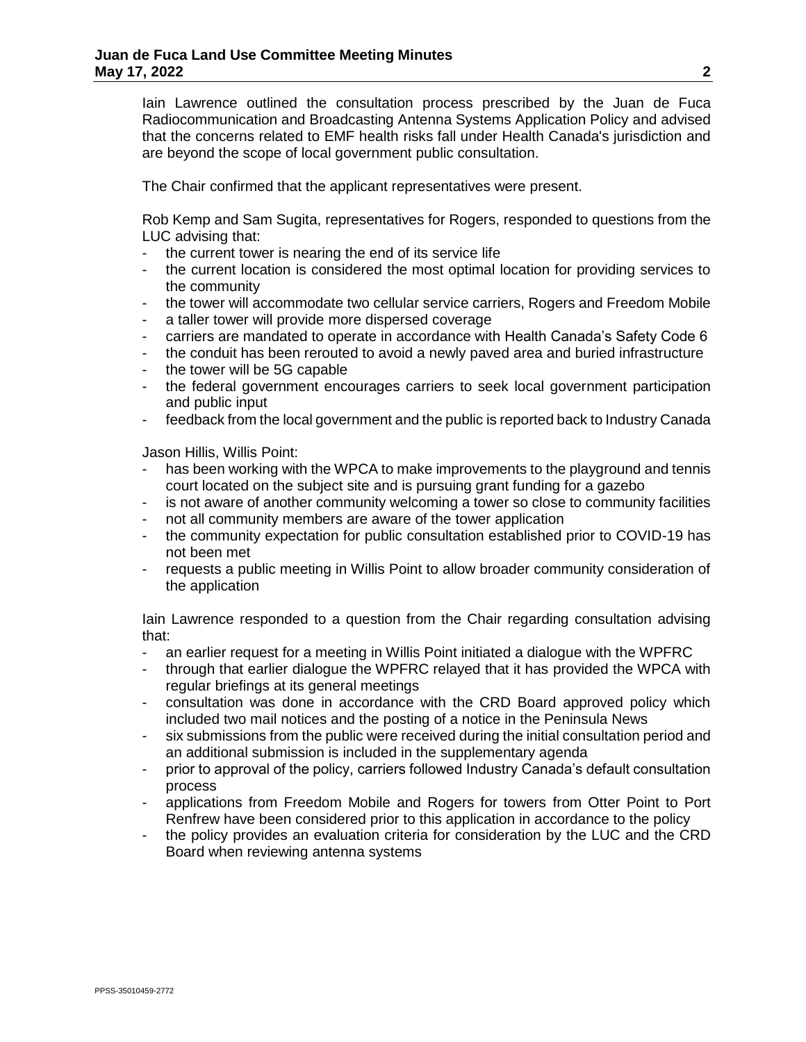Iain Lawrence outlined the consultation process prescribed by the Juan de Fuca Radiocommunication and Broadcasting Antenna Systems Application Policy and advised that the concerns related to EMF health risks fall under Health Canada's jurisdiction and are beyond the scope of local government public consultation.

The Chair confirmed that the applicant representatives were present.

Rob Kemp and Sam Sugita, representatives for Rogers, responded to questions from the LUC advising that:

- the current tower is nearing the end of its service life
- the current location is considered the most optimal location for providing services to the community
- the tower will accommodate two cellular service carriers, Rogers and Freedom Mobile
- a taller tower will provide more dispersed coverage
- carriers are mandated to operate in accordance with Health Canada's Safety Code 6
- the conduit has been rerouted to avoid a newly paved area and buried infrastructure
- the tower will be 5G capable
- the federal government encourages carriers to seek local government participation and public input
- feedback from the local government and the public is reported back to Industry Canada

Jason Hillis, Willis Point:

- has been working with the WPCA to make improvements to the playground and tennis court located on the subject site and is pursuing grant funding for a gazebo
- is not aware of another community welcoming a tower so close to community facilities
- not all community members are aware of the tower application
- the community expectation for public consultation established prior to COVID-19 has not been met
- requests a public meeting in Willis Point to allow broader community consideration of the application

Iain Lawrence responded to a question from the Chair regarding consultation advising that:

- an earlier request for a meeting in Willis Point initiated a dialogue with the WPFRC
- through that earlier dialogue the WPFRC relayed that it has provided the WPCA with regular briefings at its general meetings
- consultation was done in accordance with the CRD Board approved policy which included two mail notices and the posting of a notice in the Peninsula News
- six submissions from the public were received during the initial consultation period and an additional submission is included in the supplementary agenda
- prior to approval of the policy, carriers followed Industry Canada's default consultation process
- applications from Freedom Mobile and Rogers for towers from Otter Point to Port Renfrew have been considered prior to this application in accordance to the policy
- the policy provides an evaluation criteria for consideration by the LUC and the CRD Board when reviewing antenna systems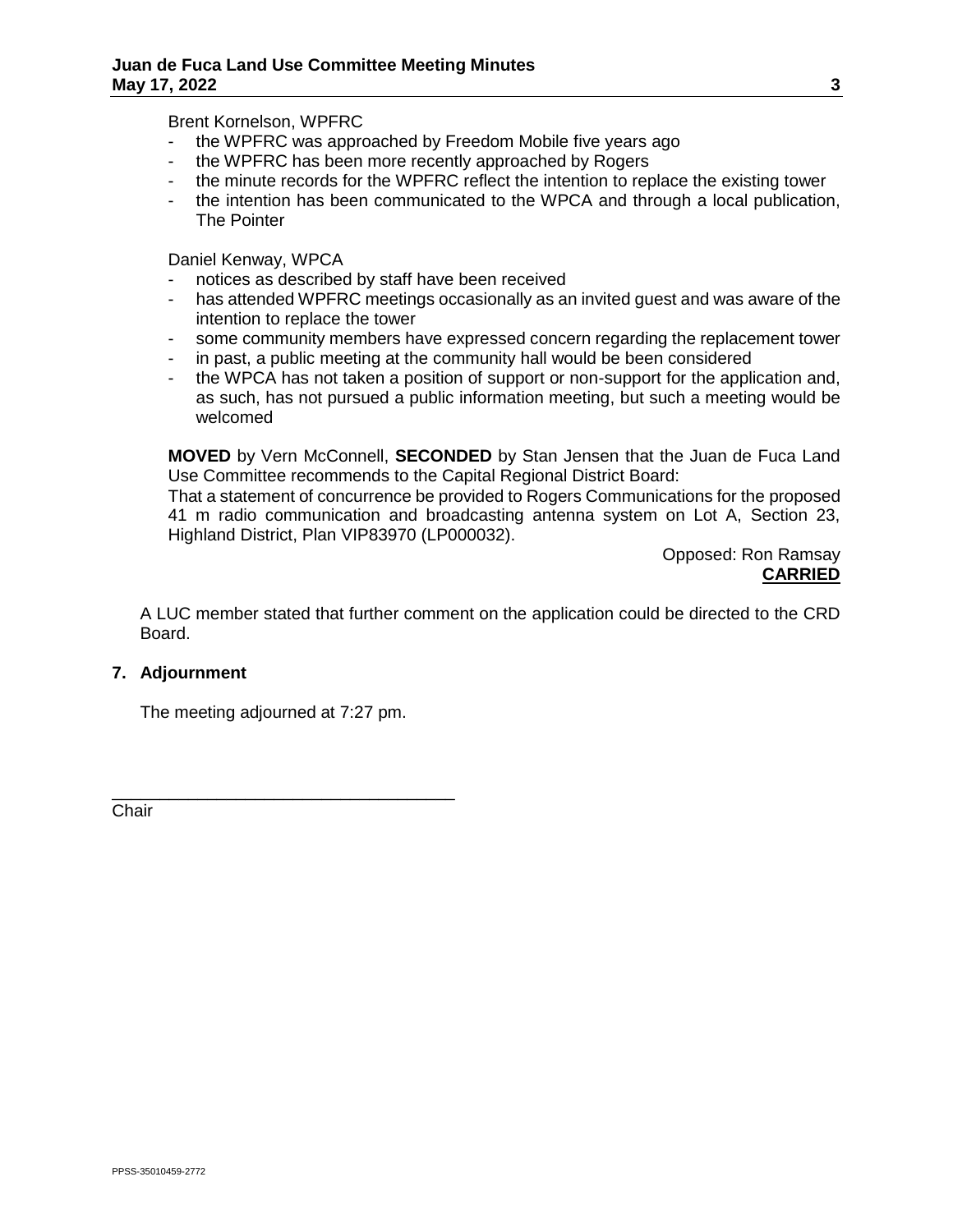Brent Kornelson, WPFRC

- the WPFRC was approached by Freedom Mobile five years ago
- the WPFRC has been more recently approached by Rogers
- the minute records for the WPFRC reflect the intention to replace the existing tower
- the intention has been communicated to the WPCA and through a local publication, The Pointer

Daniel Kenway, WPCA

- notices as described by staff have been received
- has attended WPFRC meetings occasionally as an invited guest and was aware of the intention to replace the tower
- some community members have expressed concern regarding the replacement tower
- in past, a public meeting at the community hall would be been considered
- the WPCA has not taken a position of support or non-support for the application and, as such, has not pursued a public information meeting, but such a meeting would be welcomed

**MOVED** by Vern McConnell, **SECONDED** by Stan Jensen that the Juan de Fuca Land Use Committee recommends to the Capital Regional District Board:

That a statement of concurrence be provided to Rogers Communications for the proposed 41 m radio communication and broadcasting antenna system on Lot A, Section 23, Highland District, Plan VIP83970 (LP000032).

Opposed: Ron Ramsay

**CARRIED**

A LUC member stated that further comment on the application could be directed to the CRD Board.

## 7. Adjournment

The meeting adjourned at 7:27 pm.

___________________________________

Chair

PPSS-35010459-2772